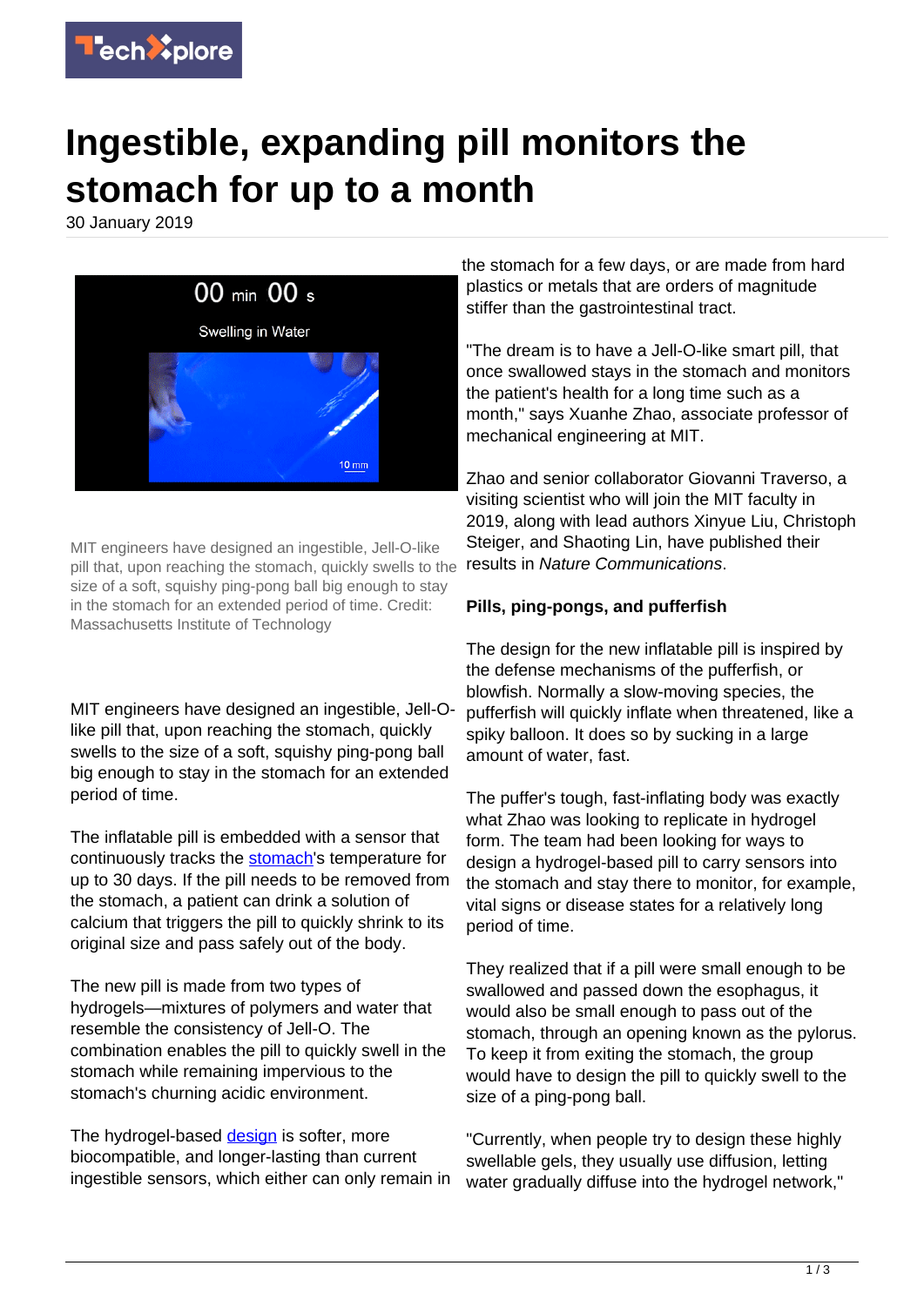# Ingestible, expanding pill monitors the stomach for up to a month

30 January 2019

MIT engineers have designed an ingestible, Jell-O-like pill that, upon reaching the stomach, quickly swells to the size of a soft, squishy ping-pong ball big enough to stay in the stomach for an extended period of time. Credit: Massachusetts Institute of Technology

MIT engineers have designed an ingestible, Jell-O-like pill that, upon reaching the stomach, quickly swells to the size of a soft, squishy ping-pong ball big enough to stay in the stomach for an extended period of time.

The inflatable pill is embedded with a sensor that continuously tracks the stomach's temperature for up to 30 days. If the pill needs to be removed from the stomach, a patient can drink a solution of calcium that triggers the pill to quickly shrink to its original size and pass safely out of the body.

The new pill is made from two types of hydrogels—mixtures of polymers and water that resemble the consistency of Jell-O. The combination enables the pill to quickly swell in the stomach while remaining impervious to the stomach's churning acidic environment.

The hydrogel-based design is softer, more biocompatible, and longer-lasting than current ingestible sensors, which either can only remain in the stomach for a few days, or are made from hard plastics or metals that are orders of magnitude stiffer than the gastrointestinal tract.

"The dream is to have a Jell-O-like smart pill, that once swallowed stays in the stomach and monitors the patient's health for a long time such as a month," says Xuanhe Zhao, associate professor of mechanical engineering at MIT.

Zhao and senior collaborator Giovanni Traverso, a visiting scientist who will join the MIT faculty in 2019, along with lead authors Xinyue Liu, Christoph Steiger, and Shaoting Lin, have published their results in *Nature Communications*.

**Pills, ping-pongs, and pufferfish**

The design for the new inflatable pill is inspired by the defense mechanisms of the pufferfish, or blowfish. Normally a slow-moving species, the pufferfish will quickly inflate when threatened, like a spiky balloon. It does so by sucking in a large amount of water, fast.

The puffer's tough, fast-inflating body was exactly what Zhao was looking to replicate in hydrogel form. The team had been looking for ways to design a hydrogel-based pill to carry sensors into the stomach and stay there to monitor, for example, vital signs or disease states for a relatively long period of time.

They realized that if a pill were small enough to be swallowed and passed down the esophagus, it would also be small enough to pass out of the stomach, through an opening known as the pylorus. To keep it from exiting the stomach, the group would have to design the pill to quickly swell to the size of a ping-pong ball.

"Currently, when people try to design these highly swellable gels, they usually use diffusion, letting water gradually diffuse into the hydrogel network,"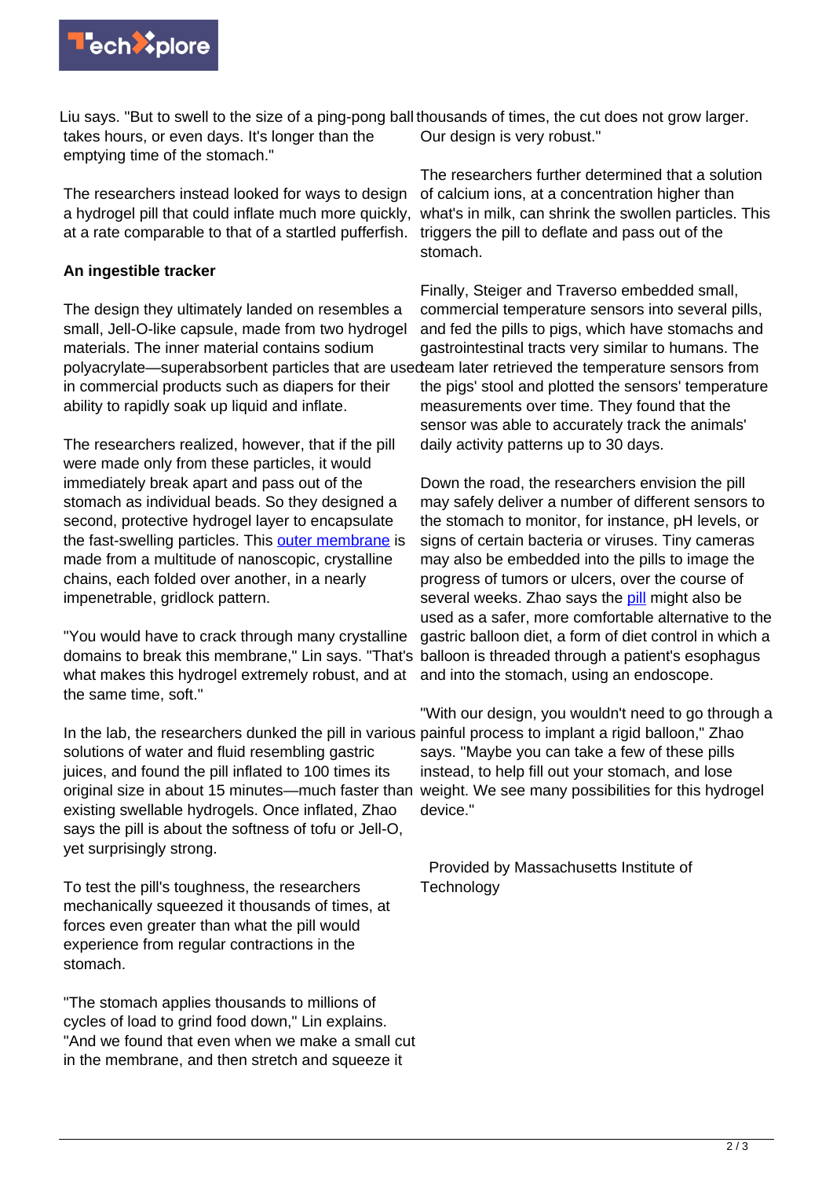Liu says. "But to swell to the size of a ping-pong ball takes hours, or even days. It's longer than the emptying time of the stomach."

The researchers instead looked for ways to design a hydrogel pill that could inflate much more quickly, at a rate comparable to that of a startled pufferfish.

**An ingestible tracker**

The design they ultimately landed on resembles a small, Jell-O-like capsule, made from two hydrogel materials. The inner material contains sodium polyacrylate—superabsorbent particles that are used in commercial products such as diapers for their ability to rapidly soak up liquid and inflate.

The researchers realized, however, that if the pill were made only from these particles, it would immediately break apart and pass out of the stomach as individual beads. So they designed a second, protective hydrogel layer to encapsulate the fast-swelling particles. This outer membrane is made from a multitude of nanoscopic, crystalline chains, each folded over another, in a nearly impenetrable, gridlock pattern.

"You would have to crack through many crystalline domains to break this membrane," Lin says. "That's what makes this hydrogel extremely robust, and at the same time, soft."

In the lab, the researchers dunked the pill in various solutions of water and fluid resembling gastric juices, and found the pill inflated to 100 times its original size in about 15 minutes—much faster than existing swellable hydrogels. Once inflated, Zhao says the pill is about the softness of tofu or Jell-O, yet surprisingly strong.

To test the pill's toughness, the researchers mechanically squeezed it thousands of times, at forces even greater than what the pill would experience from regular contractions in the stomach.

"The stomach applies thousands to millions of cycles of load to grind food down," Lin explains. "And we found that even when we make a small cut in the membrane, and then stretch and squeeze it thousands of times, the cut does not grow larger. Our design is very robust."

The researchers further determined that a solution of calcium ions, at a concentration higher than what's in milk, can shrink the swollen particles. This triggers the pill to deflate and pass out of the stomach.

Finally, Steiger and Traverso embedded small, commercial temperature sensors into several pills, and fed the pills to pigs, which have stomachs and gastrointestinal tracts very similar to humans. The team later retrieved the temperature sensors from the pigs' stool and plotted the sensors' temperature measurements over time. They found that the sensor was able to accurately track the animals' daily activity patterns up to 30 days.

Down the road, the researchers envision the pill may safely deliver a number of different sensors to the stomach to monitor, for instance, pH levels, or signs of certain bacteria or viruses. Tiny cameras may also be embedded into the pills to image the progress of tumors or ulcers, over the course of several weeks. Zhao says the pill might also be used as a safer, more comfortable alternative to the gastric balloon diet, a form of diet control in which a balloon is threaded through a patient's esophagus and into the stomach, using an endoscope.

"With our design, you wouldn't need to go through a painful process to implant a rigid balloon," Zhao says. "Maybe you can take a few of these pills instead, to help fill out your stomach, and lose weight. We see many possibilities for this hydrogel device."

Provided by Massachusetts Institute of Technology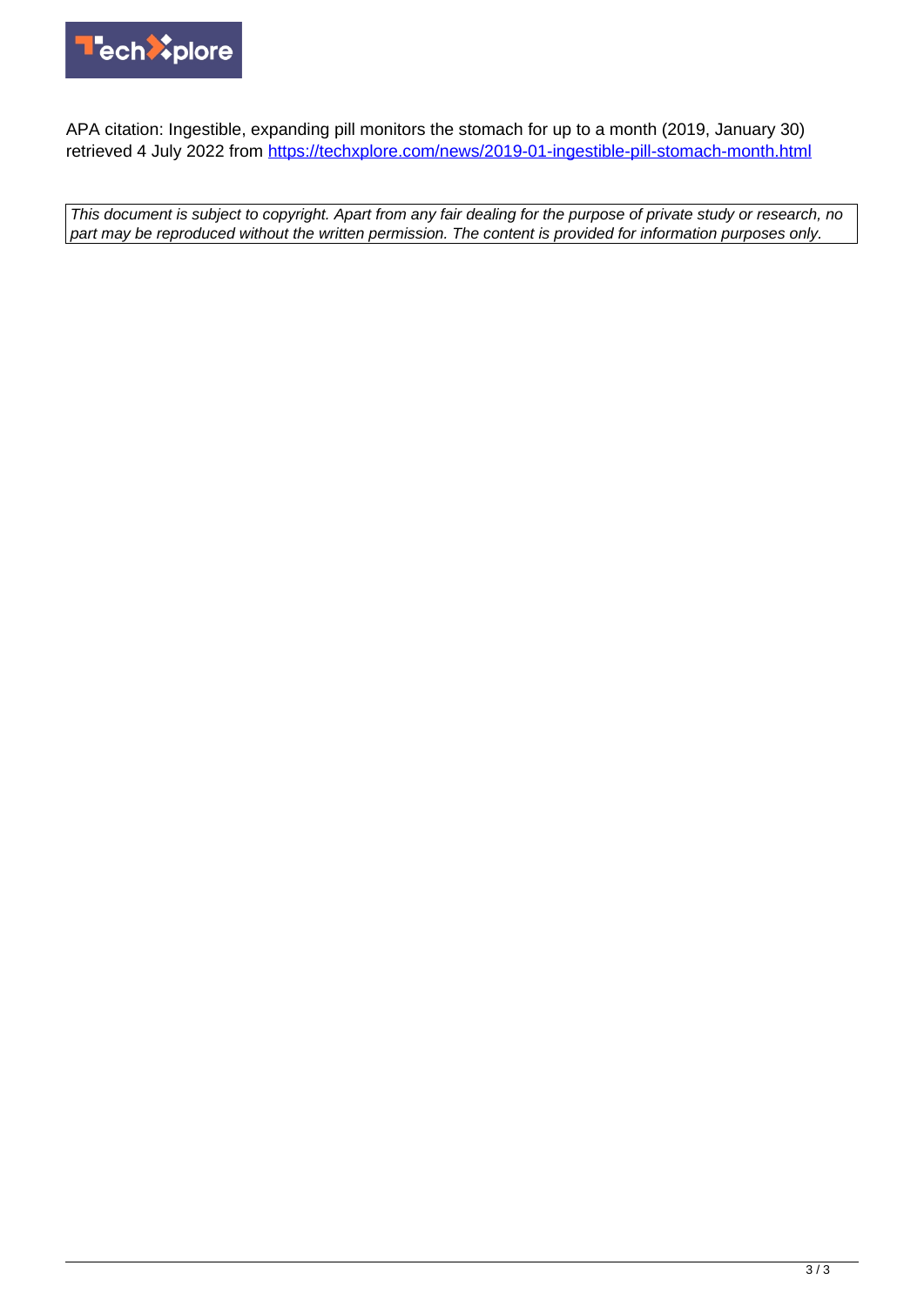APA citation: Ingestible, expanding pill monitors the stomach for up to a month (2019, January 30) retrieved 4 July 2022 from [https://techxplore.com/news/2019-01-ingestible-pill-stomach-month.html](https://techxplore.com/news/2019-01-ingestible-pill-stomach-month.html)

*This document is subject to copyright. Apart from any fair dealing for the purpose of private study or research, no part may be reproduced without the written permission. The content is provided for information purposes only.*